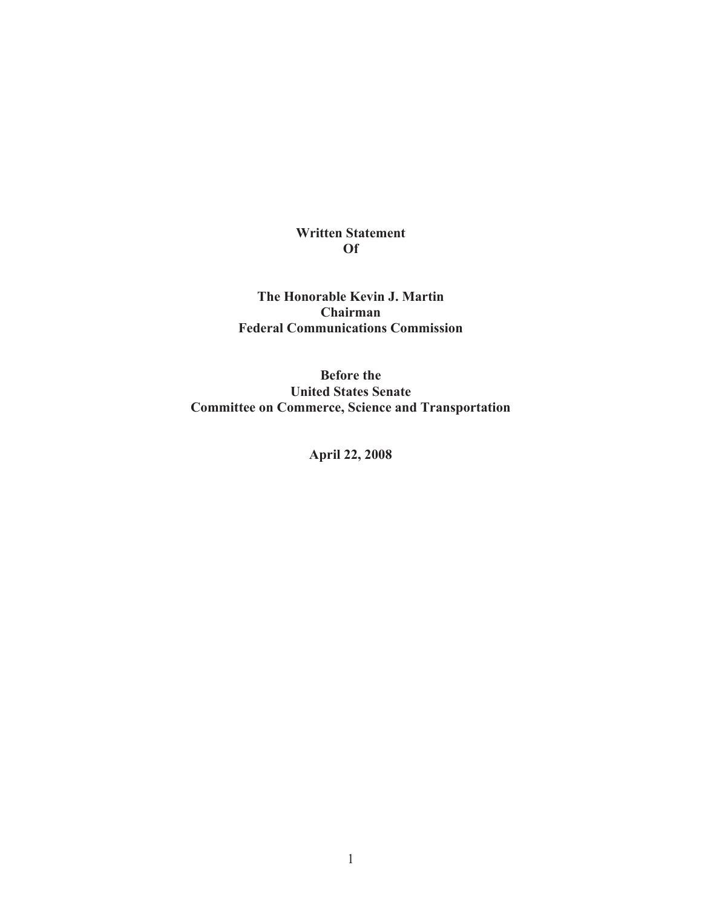**Written Statement**
**Of**

**The Honorable Kevin J. Martin**
**Chairman**
**Federal Communications Commission**

**Before the**
**United States Senate**
**Committee on Commerce, Science and Transportation**

**April 22, 2008**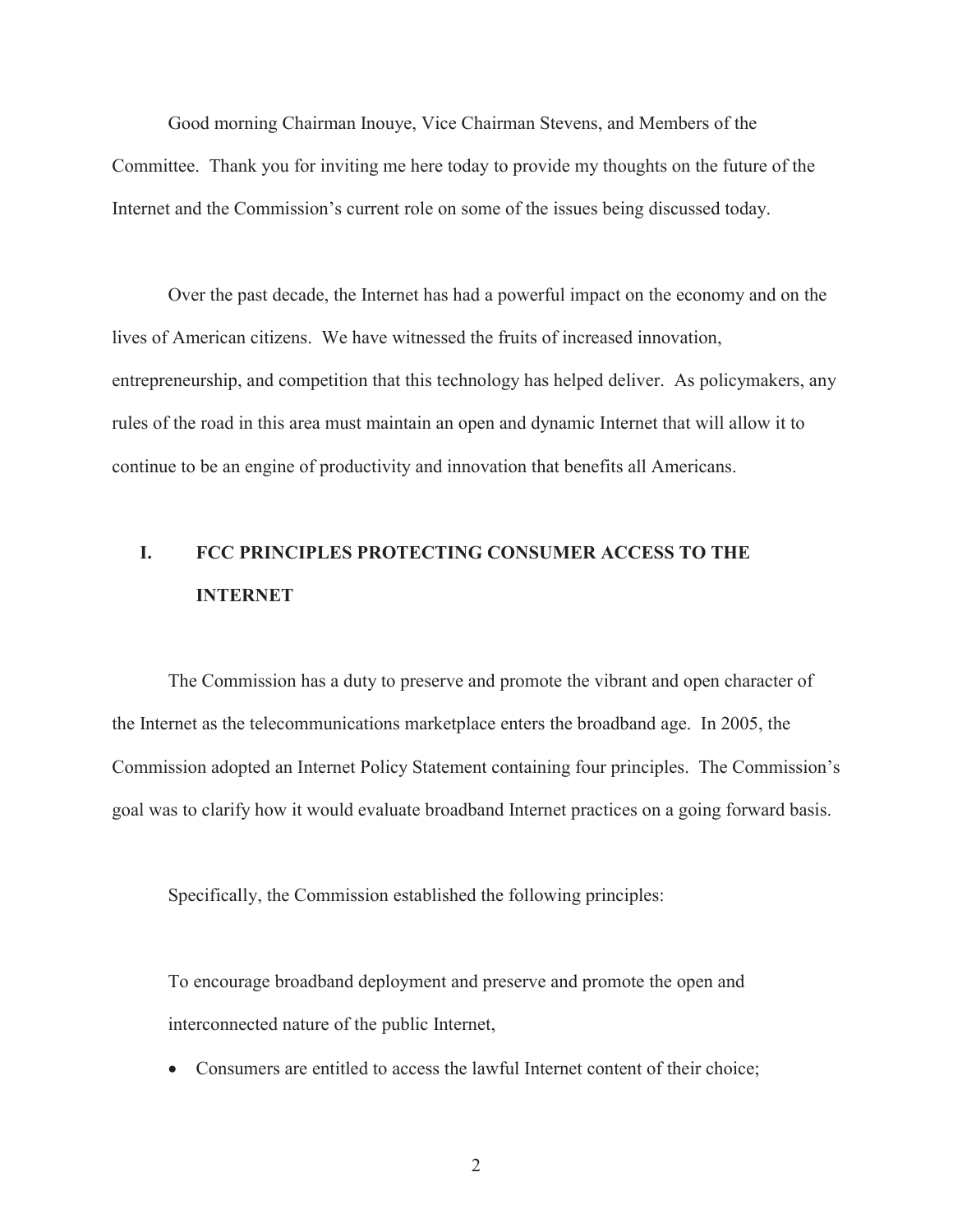Good morning Chairman Inouye, Vice Chairman Stevens, and Members of the Committee. Thank you for inviting me here today to provide my thoughts on the future of the Internet and the Commission's current role on some of the issues being discussed today.

Over the past decade, the Internet has had a powerful impact on the economy and on the lives of American citizens. We have witnessed the fruits of increased innovation, entrepreneurship, and competition that this technology has helped deliver. As policymakers, any rules of the road in this area must maintain an open and dynamic Internet that will allow it to continue to be an engine of productivity and innovation that benefits all Americans.

## I. FCC PRINCIPLES PROTECTING CONSUMER ACCESS TO THE INTERNET

The Commission has a duty to preserve and promote the vibrant and open character of the Internet as the telecommunications marketplace enters the broadband age. In 2005, the Commission adopted an Internet Policy Statement containing four principles. The Commission's goal was to clarify how it would evaluate broadband Internet practices on a going forward basis.

Specifically, the Commission established the following principles:

To encourage broadband deployment and preserve and promote the open and interconnected nature of the public Internet,

- Consumers are entitled to access the lawful Internet content of their choice;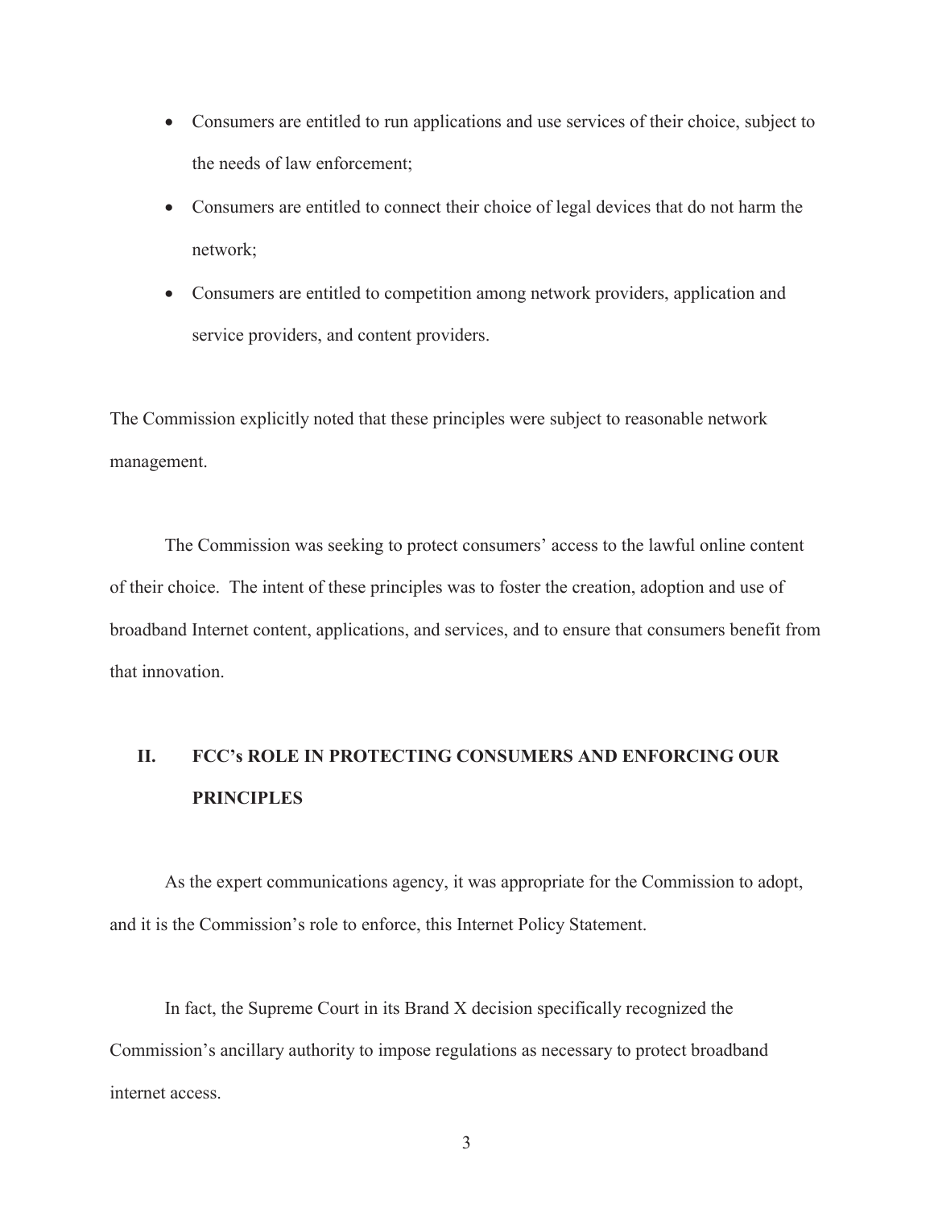- Consumers are entitled to run applications and use services of their choice, subject to the needs of law enforcement;
- Consumers are entitled to connect their choice of legal devices that do not harm the network;
- Consumers are entitled to competition among network providers, application and service providers, and content providers.

The Commission explicitly noted that these principles were subject to reasonable network management.

The Commission was seeking to protect consumers' access to the lawful online content of their choice. The intent of these principles was to foster the creation, adoption and use of broadband Internet content, applications, and services, and to ensure that consumers benefit from that innovation.

## II. FCC's ROLE IN PROTECTING CONSUMERS AND ENFORCING OUR PRINCIPLES

As the expert communications agency, it was appropriate for the Commission to adopt, and it is the Commission's role to enforce, this Internet Policy Statement.

In fact, the Supreme Court in its Brand X decision specifically recognized the Commission's ancillary authority to impose regulations as necessary to protect broadband internet access.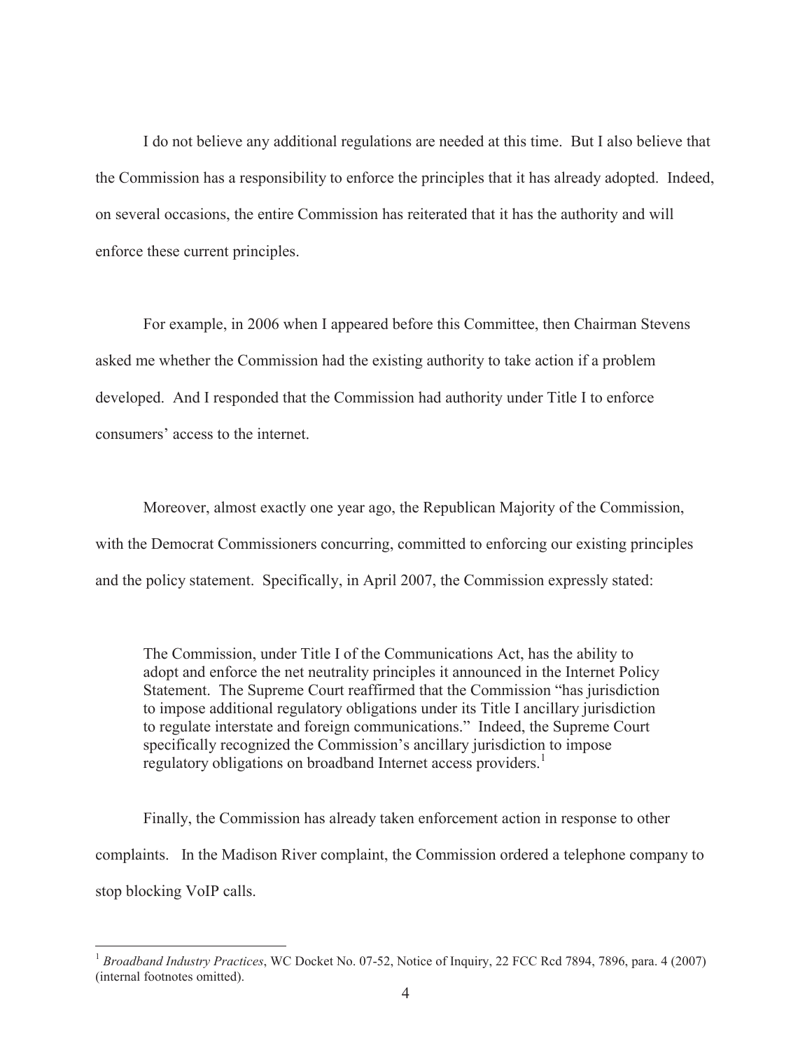I do not believe any additional regulations are needed at this time. But I also believe that the Commission has a responsibility to enforce the principles that it has already adopted. Indeed, on several occasions, the entire Commission has reiterated that it has the authority and will enforce these current principles.

For example, in 2006 when I appeared before this Committee, then Chairman Stevens asked me whether the Commission had the existing authority to take action if a problem developed. And I responded that the Commission had authority under Title I to enforce consumers' access to the internet.

Moreover, almost exactly one year ago, the Republican Majority of the Commission, with the Democrat Commissioners concurring, committed to enforcing our existing principles and the policy statement. Specifically, in April 2007, the Commission expressly stated:

> The Commission, under Title I of the Communications Act, has the ability to adopt and enforce the net neutrality principles it announced in the Internet Policy Statement. The Supreme Court reaffirmed that the Commission "has jurisdiction to impose additional regulatory obligations under its Title I ancillary jurisdiction to regulate interstate and foreign communications." Indeed, the Supreme Court specifically recognized the Commission's ancillary jurisdiction to impose regulatory obligations on broadband Internet access providers.[1]

Finally, the Commission has already taken enforcement action in response to other complaints. In the Madison River complaint, the Commission ordered a telephone company to stop blocking VoIP calls.

---

[1] *Broadband Industry Practices*, WC Docket No. 07-52, Notice of Inquiry, 22 FCC Rcd 7894, 7896, para. 4 (2007) (internal footnotes omitted).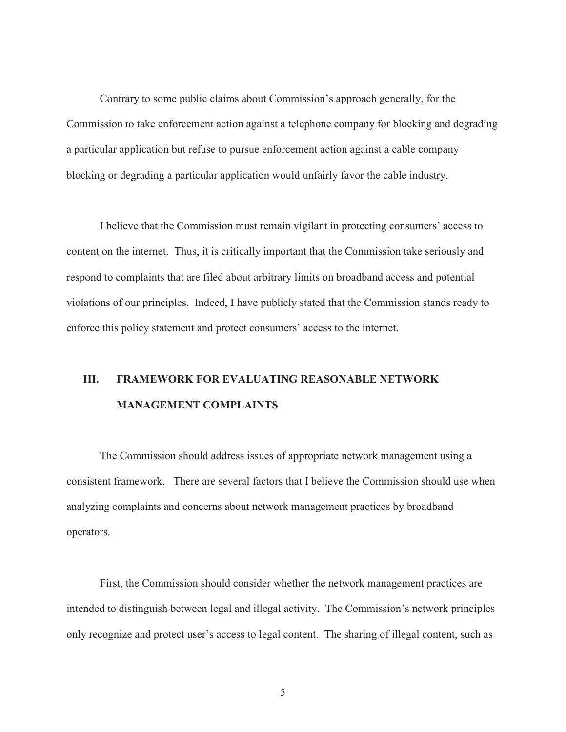Contrary to some public claims about Commission's approach generally, for the Commission to take enforcement action against a telephone company for blocking and degrading a particular application but refuse to pursue enforcement action against a cable company blocking or degrading a particular application would unfairly favor the cable industry.

I believe that the Commission must remain vigilant in protecting consumers' access to content on the internet. Thus, it is critically important that the Commission take seriously and respond to complaints that are filed about arbitrary limits on broadband access and potential violations of our principles. Indeed, I have publicly stated that the Commission stands ready to enforce this policy statement and protect consumers' access to the internet.

## III. FRAMEWORK FOR EVALUATING REASONABLE NETWORK MANAGEMENT COMPLAINTS

The Commission should address issues of appropriate network management using a consistent framework. There are several factors that I believe the Commission should use when analyzing complaints and concerns about network management practices by broadband operators.

First, the Commission should consider whether the network management practices are intended to distinguish between legal and illegal activity. The Commission's network principles only recognize and protect user's access to legal content. The sharing of illegal content, such as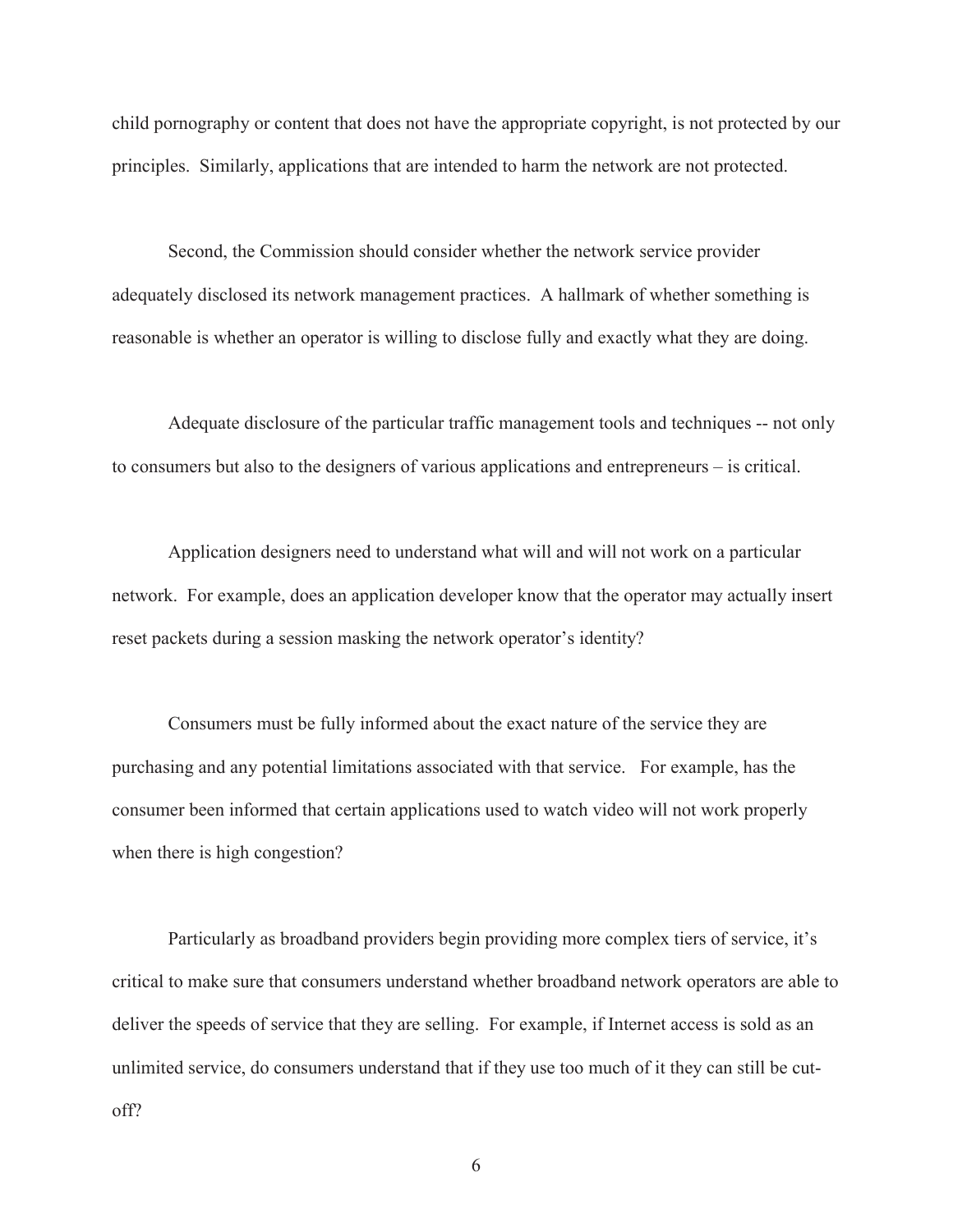child pornography or content that does not have the appropriate copyright, is not protected by our principles. Similarly, applications that are intended to harm the network are not protected.

Second, the Commission should consider whether the network service provider adequately disclosed its network management practices. A hallmark of whether something is reasonable is whether an operator is willing to disclose fully and exactly what they are doing.

Adequate disclosure of the particular traffic management tools and techniques -- not only to consumers but also to the designers of various applications and entrepreneurs – is critical.

Application designers need to understand what will and will not work on a particular network. For example, does an application developer know that the operator may actually insert reset packets during a session masking the network operator's identity?

Consumers must be fully informed about the exact nature of the service they are purchasing and any potential limitations associated with that service. For example, has the consumer been informed that certain applications used to watch video will not work properly when there is high congestion?

Particularly as broadband providers begin providing more complex tiers of service, it's critical to make sure that consumers understand whether broadband network operators are able to deliver the speeds of service that they are selling. For example, if Internet access is sold as an unlimited service, do consumers understand that if they use too much of it they can still be cut-off?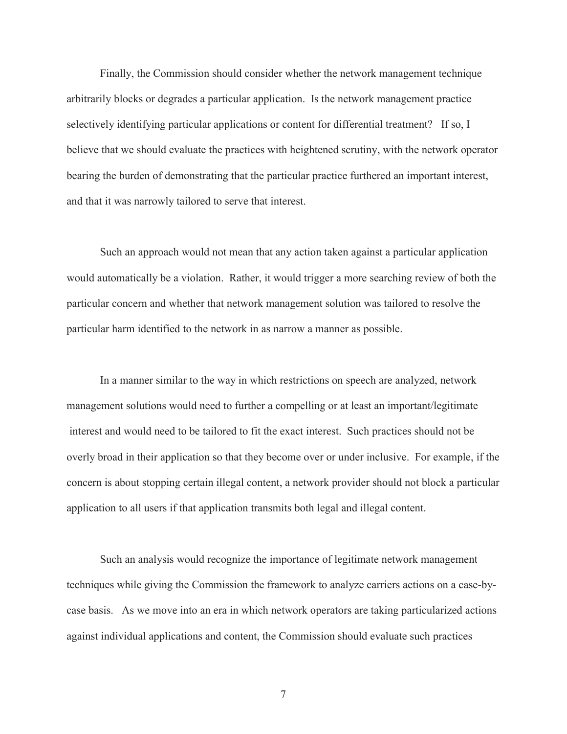Finally, the Commission should consider whether the network management technique arbitrarily blocks or degrades a particular application. Is the network management practice selectively identifying particular applications or content for differential treatment? If so, I believe that we should evaluate the practices with heightened scrutiny, with the network operator bearing the burden of demonstrating that the particular practice furthered an important interest, and that it was narrowly tailored to serve that interest.

Such an approach would not mean that any action taken against a particular application would automatically be a violation. Rather, it would trigger a more searching review of both the particular concern and whether that network management solution was tailored to resolve the particular harm identified to the network in as narrow a manner as possible.

In a manner similar to the way in which restrictions on speech are analyzed, network management solutions would need to further a compelling or at least an important/legitimate interest and would need to be tailored to fit the exact interest. Such practices should not be overly broad in their application so that they become over or under inclusive. For example, if the concern is about stopping certain illegal content, a network provider should not block a particular application to all users if that application transmits both legal and illegal content.

Such an analysis would recognize the importance of legitimate network management techniques while giving the Commission the framework to analyze carriers actions on a case-by-case basis. As we move into an era in which network operators are taking particularized actions against individual applications and content, the Commission should evaluate such practices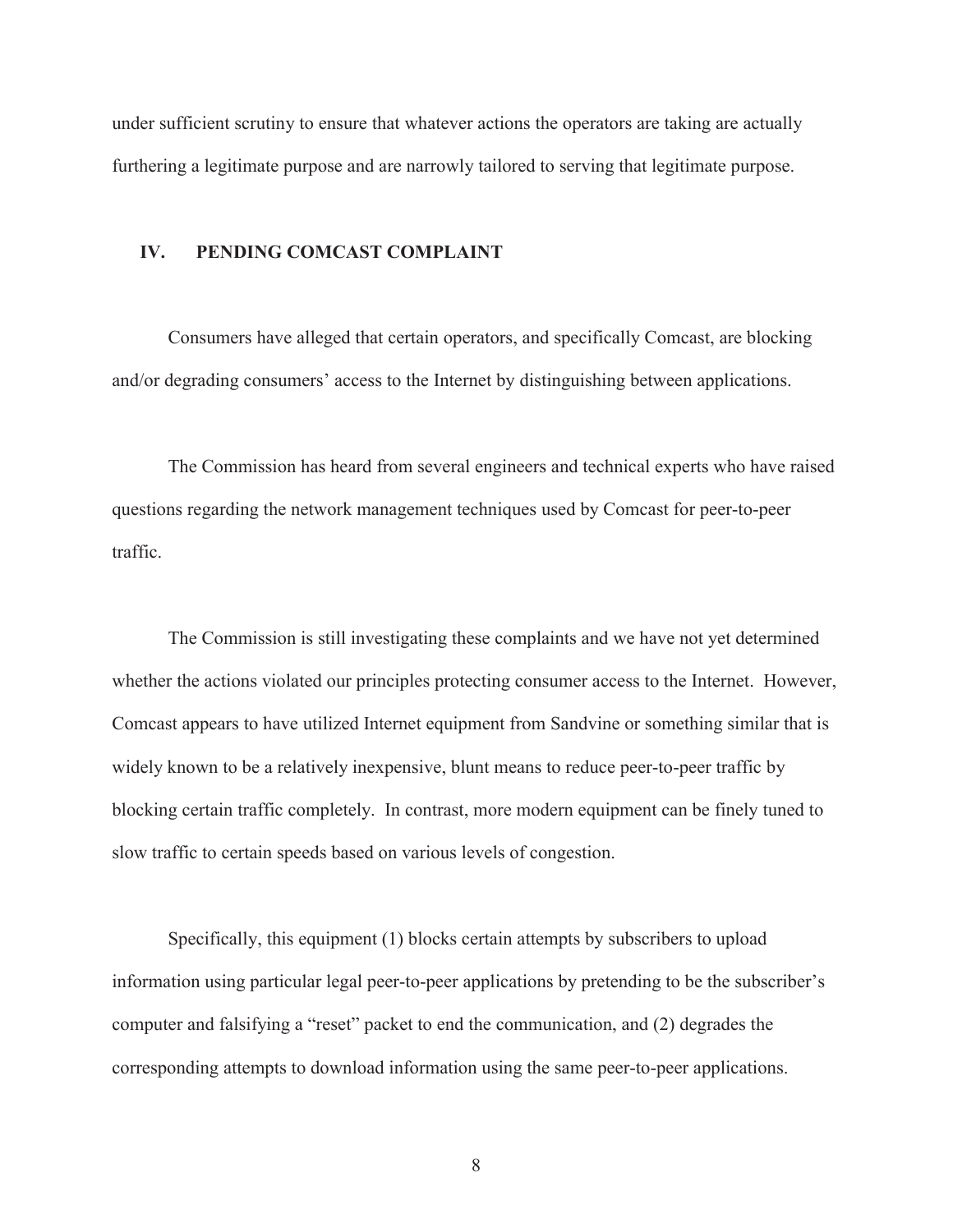under sufficient scrutiny to ensure that whatever actions the operators are taking are actually furthering a legitimate purpose and are narrowly tailored to serving that legitimate purpose.

## IV. PENDING COMCAST COMPLAINT

Consumers have alleged that certain operators, and specifically Comcast, are blocking and/or degrading consumers' access to the Internet by distinguishing between applications.

The Commission has heard from several engineers and technical experts who have raised questions regarding the network management techniques used by Comcast for peer-to-peer traffic.

The Commission is still investigating these complaints and we have not yet determined whether the actions violated our principles protecting consumer access to the Internet. However, Comcast appears to have utilized Internet equipment from Sandvine or something similar that is widely known to be a relatively inexpensive, blunt means to reduce peer-to-peer traffic by blocking certain traffic completely. In contrast, more modern equipment can be finely tuned to slow traffic to certain speeds based on various levels of congestion.

Specifically, this equipment (1) blocks certain attempts by subscribers to upload information using particular legal peer-to-peer applications by pretending to be the subscriber's computer and falsifying a "reset" packet to end the communication, and (2) degrades the corresponding attempts to download information using the same peer-to-peer applications.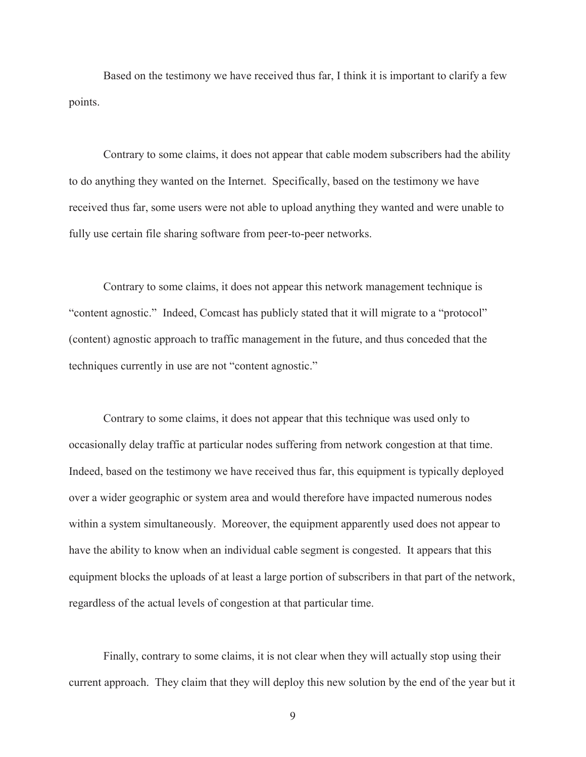Based on the testimony we have received thus far, I think it is important to clarify a few points.

Contrary to some claims, it does not appear that cable modem subscribers had the ability to do anything they wanted on the Internet. Specifically, based on the testimony we have received thus far, some users were not able to upload anything they wanted and were unable to fully use certain file sharing software from peer-to-peer networks.

Contrary to some claims, it does not appear this network management technique is "content agnostic." Indeed, Comcast has publicly stated that it will migrate to a "protocol" (content) agnostic approach to traffic management in the future, and thus conceded that the techniques currently in use are not "content agnostic."

Contrary to some claims, it does not appear that this technique was used only to occasionally delay traffic at particular nodes suffering from network congestion at that time. Indeed, based on the testimony we have received thus far, this equipment is typically deployed over a wider geographic or system area and would therefore have impacted numerous nodes within a system simultaneously. Moreover, the equipment apparently used does not appear to have the ability to know when an individual cable segment is congested. It appears that this equipment blocks the uploads of at least a large portion of subscribers in that part of the network, regardless of the actual levels of congestion at that particular time.

Finally, contrary to some claims, it is not clear when they will actually stop using their current approach. They claim that they will deploy this new solution by the end of the year but it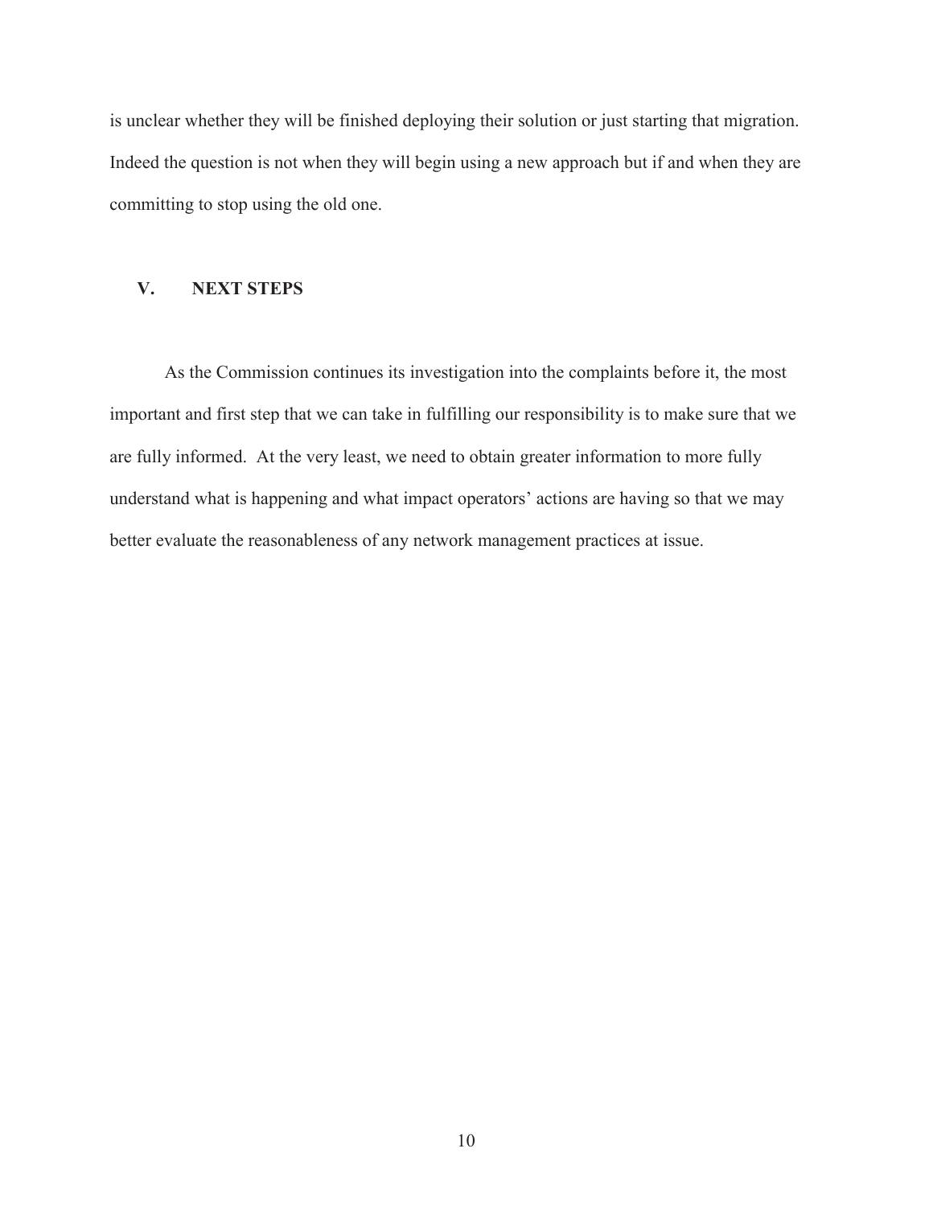is unclear whether they will be finished deploying their solution or just starting that migration. Indeed the question is not when they will begin using a new approach but if and when they are committing to stop using the old one.

## V. NEXT STEPS

As the Commission continues its investigation into the complaints before it, the most important and first step that we can take in fulfilling our responsibility is to make sure that we are fully informed. At the very least, we need to obtain greater information to more fully understand what is happening and what impact operators' actions are having so that we may better evaluate the reasonableness of any network management practices at issue.